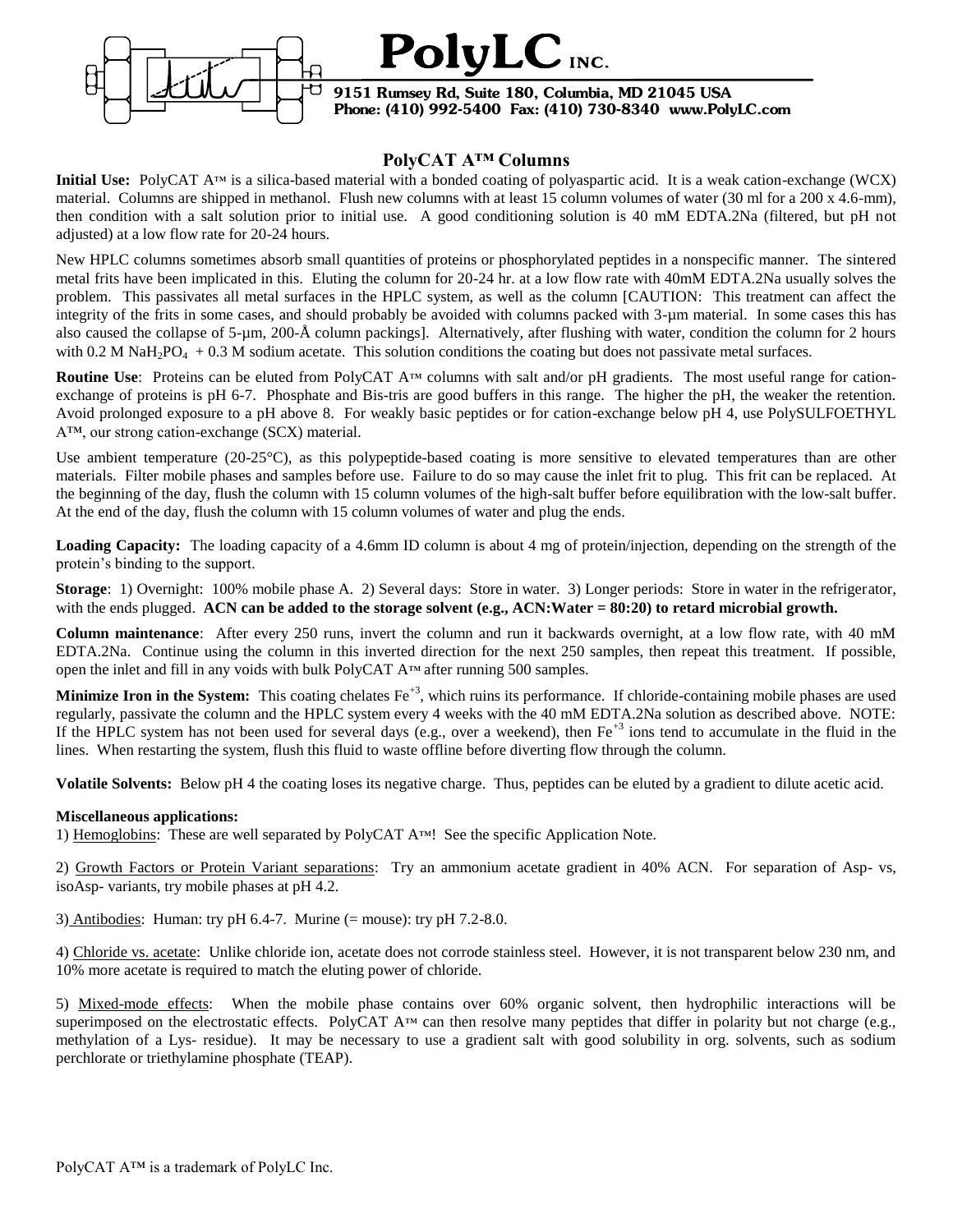# PolyLC INC.

9151 Rumsey Rd, Suite 180, Columbia, MD 21045 USA
Phone: (410) 992-5400 Fax: (410) 730-8340 www.PolyLC.com

## PolyCAT A™ Columns

**Initial Use:** PolyCAT A™ is a silica-based material with a bonded coating of polyaspartic acid. It is a weak cation-exchange (WCX) material. Columns are shipped in methanol. Flush new columns with at least 15 column volumes of water (30 ml for a 200 x 4.6-mm), then condition with a salt solution prior to initial use. A good conditioning solution is 40 mM EDTA.2Na (filtered, but pH not adjusted) at a low flow rate for 20-24 hours.

New HPLC columns sometimes absorb small quantities of proteins or phosphorylated peptides in a nonspecific manner. The sintered metal frits have been implicated in this. Eluting the column for 20-24 hr. at a low flow rate with 40mM EDTA.2Na usually solves the problem. This passivates all metal surfaces in the HPLC system, as well as the column [CAUTION: This treatment can affect the integrity of the frits in some cases, and should probably be avoided with columns packed with 3-µm material. In some cases this has also caused the collapse of 5-µm, 200-Å column packings]. Alternatively, after flushing with water, condition the column for 2 hours with 0.2 M $NaH_2PO_4$ + 0.3 M sodium acetate. This solution conditions the coating but does not passivate metal surfaces.

**Routine Use**: Proteins can be eluted from PolyCAT A™ columns with salt and/or pH gradients. The most useful range for cation-exchange of proteins is pH 6-7. Phosphate and Bis-tris are good buffers in this range. The higher the pH, the weaker the retention. Avoid prolonged exposure to a pH above 8. For weakly basic peptides or for cation-exchange below pH 4, use PolySULFOETHYL A™, our strong cation-exchange (SCX) material.

Use ambient temperature (20-25°C), as this polypeptide-based coating is more sensitive to elevated temperatures than are other materials. Filter mobile phases and samples before use. Failure to do so may cause the inlet frit to plug. This frit can be replaced. At the beginning of the day, flush the column with 15 column volumes of the high-salt buffer before equilibration with the low-salt buffer. At the end of the day, flush the column with 15 column volumes of water and plug the ends.

**Loading Capacity:** The loading capacity of a 4.6mm ID column is about 4 mg of protein/injection, depending on the strength of the protein's binding to the support.

**Storage**: 1) Overnight: 100% mobile phase A. 2) Several days: Store in water. 3) Longer periods: Store in water in the refrigerator, with the ends plugged. **ACN can be added to the storage solvent (e.g., ACN:Water = 80:20) to retard microbial growth.**

**Column maintenance**: After every 250 runs, invert the column and run it backwards overnight, at a low flow rate, with 40 mM EDTA.2Na. Continue using the column in this inverted direction for the next 250 samples, then repeat this treatment. If possible, open the inlet and fill in any voids with bulk PolyCAT A™ after running 500 samples.

**Minimize Iron in the System:** This coating chelates $Fe^{+3}$, which ruins its performance. If chloride-containing mobile phases are used regularly, passivate the column and the HPLC system every 4 weeks with the 40 mM EDTA.2Na solution as described above. NOTE: If the HPLC system has not been used for several days (e.g., over a weekend), then $Fe^{+3}$ ions tend to accumulate in the fluid in the lines. When restarting the system, flush this fluid to waste offline before diverting flow through the column.

**Volatile Solvents:** Below pH 4 the coating loses its negative charge. Thus, peptides can be eluted by a gradient to dilute acetic acid.

**Miscellaneous applications:**

1) Hemoglobins: These are well separated by PolyCAT A™! See the specific Application Note.

2) Growth Factors or Protein Variant separations: Try an ammonium acetate gradient in 40% ACN. For separation of Asp- vs, isoAsp- variants, try mobile phases at pH 4.2.

3) Antibodies: Human: try pH 6.4-7. Murine (= mouse): try pH 7.2-8.0.

4) Chloride vs. acetate: Unlike chloride ion, acetate does not corrode stainless steel. However, it is not transparent below 230 nm, and 10% more acetate is required to match the eluting power of chloride.

5) Mixed-mode effects: When the mobile phase contains over 60% organic solvent, then hydrophilic interactions will be superimposed on the electrostatic effects. PolyCAT A™ can then resolve many peptides that differ in polarity but not charge (e.g., methylation of a Lys- residue). It may be necessary to use a gradient salt with good solubility in org. solvents, such as sodium perchlorate or triethylamine phosphate (TEAP).

PolyCAT A™ is a trademark of PolyLC Inc.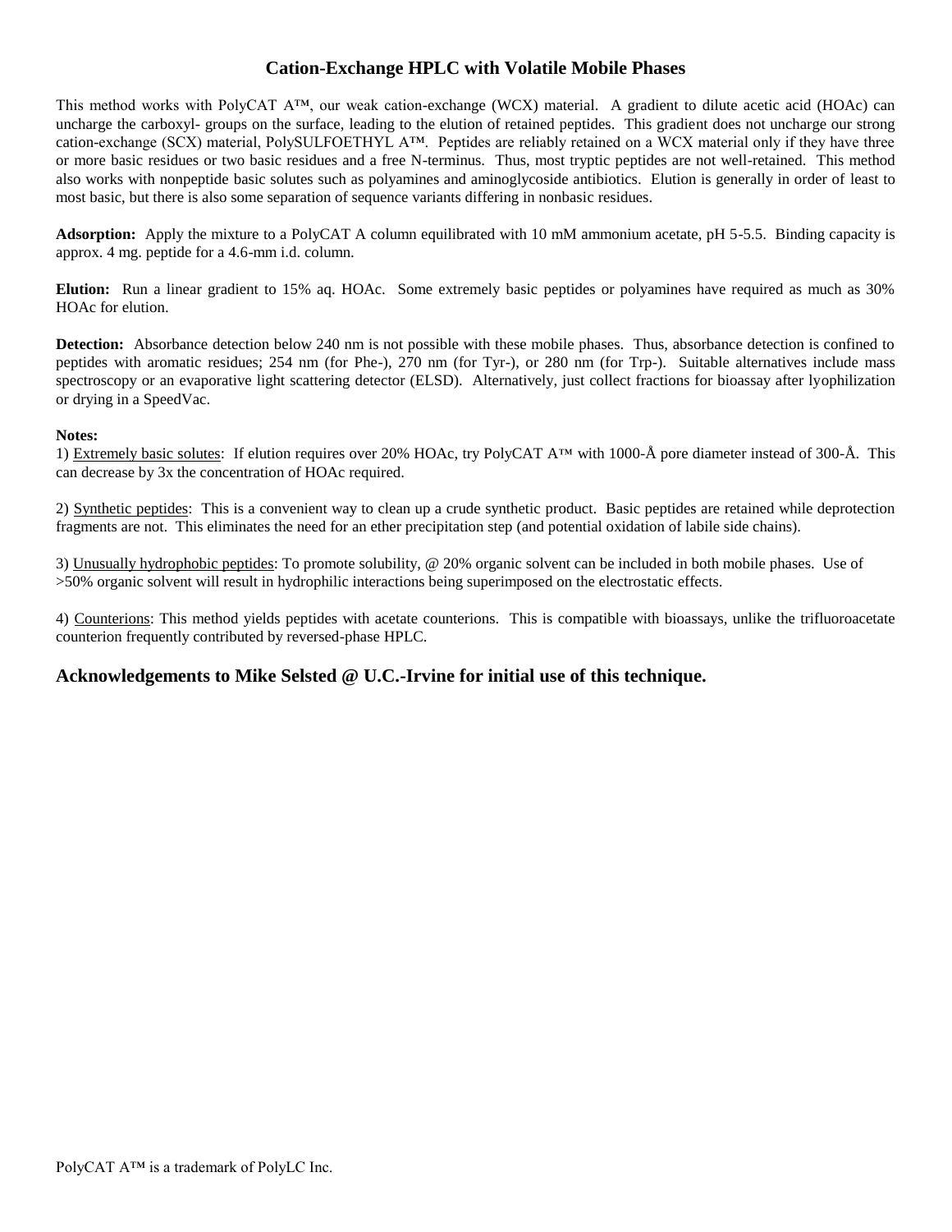# Cation-Exchange HPLC with Volatile Mobile Phases

This method works with PolyCAT A™, our weak cation-exchange (WCX) material. A gradient to dilute acetic acid (HOAc) can uncharge the carboxyl- groups on the surface, leading to the elution of retained peptides. This gradient does not uncharge our strong cation-exchange (SCX) material, PolySULFOETHYL A™. Peptides are reliably retained on a WCX material only if they have three or more basic residues or two basic residues and a free N-terminus. Thus, most tryptic peptides are not well-retained. This method also works with nonpeptide basic solutes such as polyamines and aminoglycoside antibiotics. Elution is generally in order of least to most basic, but there is also some separation of sequence variants differing in nonbasic residues.

**Adsorption:** Apply the mixture to a PolyCAT A column equilibrated with 10 mM ammonium acetate, pH 5-5.5. Binding capacity is approx. 4 mg. peptide for a 4.6-mm i.d. column.

**Elution:** Run a linear gradient to 15% aq. HOAc. Some extremely basic peptides or polyamines have required as much as 30% HOAc for elution.

**Detection:** Absorbance detection below 240 nm is not possible with these mobile phases. Thus, absorbance detection is confined to peptides with aromatic residues; 254 nm (for Phe-), 270 nm (for Tyr-), or 280 nm (for Trp-). Suitable alternatives include mass spectroscopy or an evaporative light scattering detector (ELSD). Alternatively, just collect fractions for bioassay after lyophilization or drying in a SpeedVac.

**Notes:**

1) Extremely basic solutes: If elution requires over 20% HOAc, try PolyCAT A™ with 1000-Å pore diameter instead of 300-Å. This can decrease by 3x the concentration of HOAc required.

2) Synthetic peptides: This is a convenient way to clean up a crude synthetic product. Basic peptides are retained while deprotection fragments are not. This eliminates the need for an ether precipitation step (and potential oxidation of labile side chains).

3) Unusually hydrophobic peptides: To promote solubility, @ 20% organic solvent can be included in both mobile phases. Use of >50% organic solvent will result in hydrophilic interactions being superimposed on the electrostatic effects.

4) Counterions: This method yields peptides with acetate counterions. This is compatible with bioassays, unlike the trifluoroacetate counterion frequently contributed by reversed-phase HPLC.

## Acknowledgements to Mike Selsted @ U.C.-Irvine for initial use of this technique.

PolyCAT A™ is a trademark of PolyLC Inc.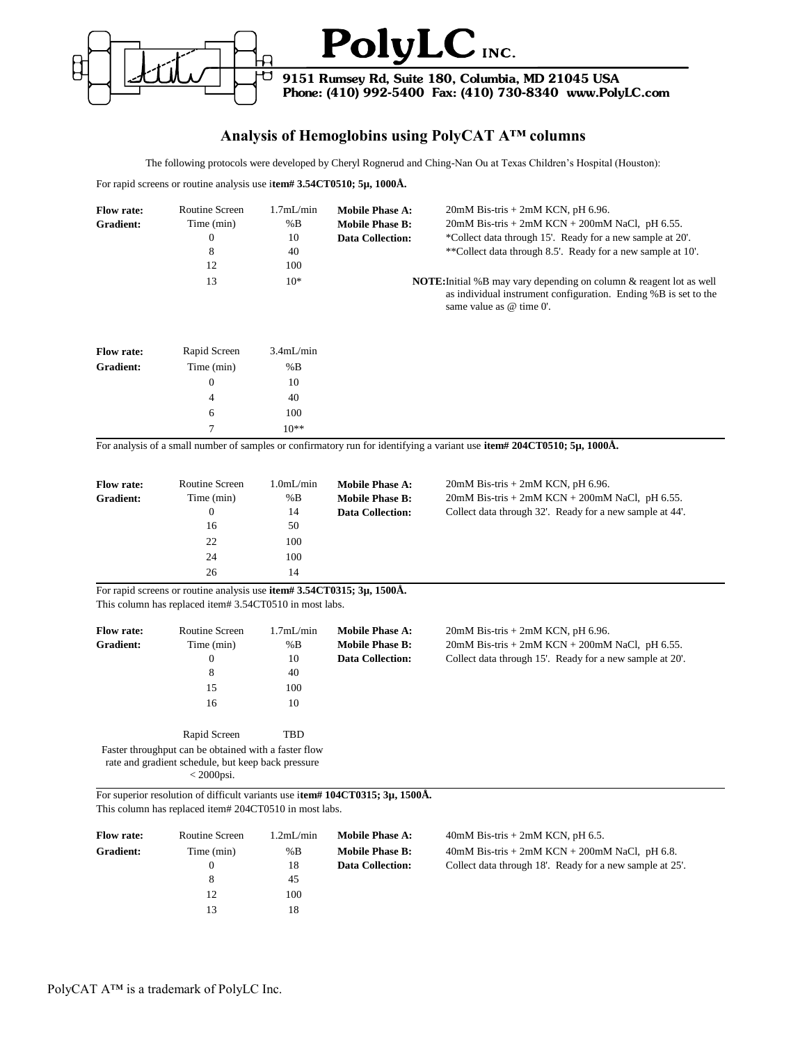# Analysis of Hemoglobins using PolyCAT A™ columns

The following protocols were developed by Cheryl Rognerud and Ching-Nan Ou at Texas Children's Hospital (Houston):

For rapid screens or routine analysis use i**tem# 3.54CT0510; 5μ, 1000Å.**

| **Flow rate:** | Routine Screen | 1.7mL/min | **Mobile Phase A:** | 20mM Bis-tris + 2mM KCN, pH 6.96. |
|---|---|---|---|---|
| **Gradient:** | Time (min) | %B | **Mobile Phase B:** | 20mM Bis-tris + 2mM KCN + 200mM NaCl, pH 6.55. |
| | 0 | 10 | **Data Collection:** | *Collect data through 15'. Ready for a new sample at 20'. |
| | 8 | 40 | | **Collect data through 8.5'. Ready for a new sample at 10'. |
| | 12 | 100 | | |
| | 13 | 10* | | |

**NOTE:** Initial %B may vary depending on column & reagent lot as well as individual instrument configuration. Ending %B is set to the same value as @ time 0'.

| **Flow rate:** | Rapid Screen | 3.4mL/min |
|---|---|---|
| **Gradient:** | Time (min) | %B |
| | 0 | 10 |
| | 4 | 40 |
| | 6 | 100 |
| | 7 | 10** |

For analysis of a small number of samples or confirmatory run for identifying a variant use **item# 204CT0510; 5μ, 1000Å.**

| **Flow rate:** | Routine Screen | 1.0mL/min | **Mobile Phase A:** | 20mM Bis-tris + 2mM KCN, pH 6.96. |
|---|---|---|---|---|
| **Gradient:** | Time (min) | %B | **Mobile Phase B:** | 20mM Bis-tris + 2mM KCN + 200mM NaCl, pH 6.55. |
| | 0 | 14 | **Data Collection:** | Collect data through 32'. Ready for a new sample at 44'. |
| | 16 | 50 | | |
| | 22 | 100 | | |
| | 24 | 100 | | |
| | 26 | 14 | | |

For rapid screens or routine analysis use **item# 3.54CT0315; 3μ, 1500Å.**
This column has replaced item# 3.54CT0510 in most labs.

| **Flow rate:** | Routine Screen | 1.7mL/min | **Mobile Phase A:** | 20mM Bis-tris + 2mM KCN, pH 6.96. |
|---|---|---|---|---|
| **Gradient:** | Time (min) | %B | **Mobile Phase B:** | 20mM Bis-tris + 2mM KCN + 200mM NaCl, pH 6.55. |
| | 0 | 10 | **Data Collection:** | Collect data through 15'. Ready for a new sample at 20'. |
| | 8 | 40 | | |
| | 15 | 100 | | |
| | 16 | 10 | | |
| | Rapid Screen | TBD | | |

Faster throughput can be obtained with a faster flow rate and gradient schedule, but keep back pressure < 2000psi.

For superior resolution of difficult variants use i**tem# 104CT0315; 3μ, 1500Å.**
This column has replaced item# 204CT0510 in most labs.

| **Flow rate:** | Routine Screen | 1.2mL/min | **Mobile Phase A:** | 40mM Bis-tris + 2mM KCN, pH 6.5. |
|---|---|---|---|---|
| **Gradient:** | Time (min) | %B | **Mobile Phase B:** | 40mM Bis-tris + 2mM KCN + 200mM NaCl, pH 6.8. |
| | 0 | 18 | **Data Collection:** | Collect data through 18'. Ready for a new sample at 25'. |
| | 8 | 45 | | |
| | 12 | 100 | | |
| | 13 | 18 | | |

PolyCAT A™ is a trademark of PolyLC Inc.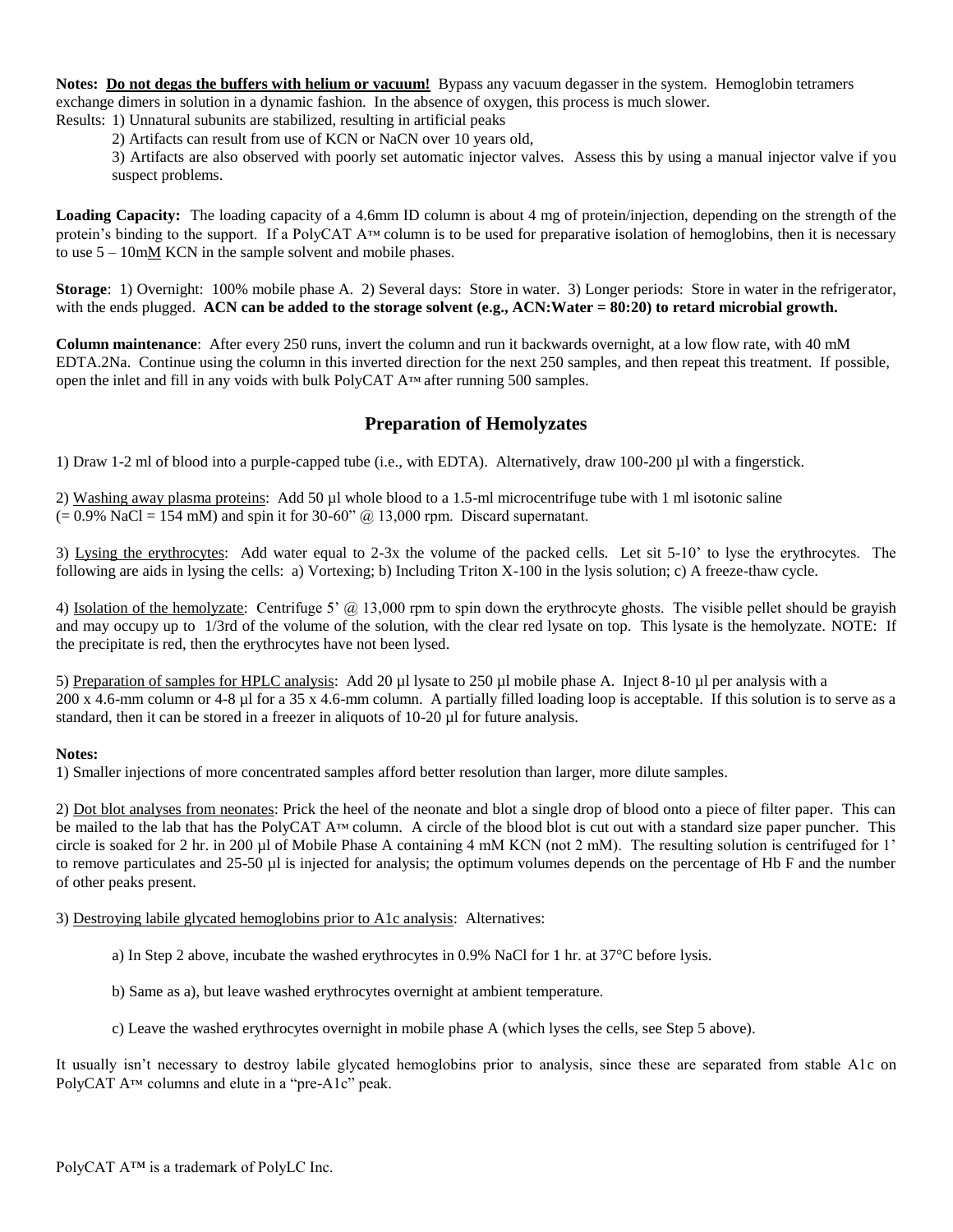**Notes: Do not degas the buffers with helium or vacuum!** Bypass any vacuum degasser in the system. Hemoglobin tetramers exchange dimers in solution in a dynamic fashion. In the absence of oxygen, this process is much slower.

Results: 1) Unnatural subunits are stabilized, resulting in artificial peaks

2) Artifacts can result from use of KCN or NaCN over 10 years old,

3) Artifacts are also observed with poorly set automatic injector valves. Assess this by using a manual injector valve if you suspect problems.

**Loading Capacity:** The loading capacity of a 4.6mm ID column is about 4 mg of protein/injection, depending on the strength of the protein's binding to the support. If a PolyCAT A™ column is to be used for preparative isolation of hemoglobins, then it is necessary to use 5 – 10mM KCN in the sample solvent and mobile phases.

**Storage**: 1) Overnight: 100% mobile phase A. 2) Several days: Store in water. 3) Longer periods: Store in water in the refrigerator, with the ends plugged. **ACN can be added to the storage solvent (e.g., ACN:Water = 80:20) to retard microbial growth.**

**Column maintenance**: After every 250 runs, invert the column and run it backwards overnight, at a low flow rate, with 40 mM EDTA.2Na. Continue using the column in this inverted direction for the next 250 samples, and then repeat this treatment. If possible, open the inlet and fill in any voids with bulk PolyCAT A™ after running 500 samples.

## Preparation of Hemolyzates

1) Draw 1-2 ml of blood into a purple-capped tube (i.e., with EDTA). Alternatively, draw 100-200 µl with a fingerstick.

2) Washing away plasma proteins: Add 50 µl whole blood to a 1.5-ml microcentrifuge tube with 1 ml isotonic saline (= 0.9% NaCl = 154 mM) and spin it for 30-60" @ 13,000 rpm. Discard supernatant.

3) Lysing the erythrocytes: Add water equal to 2-3x the volume of the packed cells. Let sit 5-10' to lyse the erythrocytes. The following are aids in lysing the cells: a) Vortexing; b) Including Triton X-100 in the lysis solution; c) A freeze-thaw cycle.

4) Isolation of the hemolyzate: Centrifuge 5' @ 13,000 rpm to spin down the erythrocyte ghosts. The visible pellet should be grayish and may occupy up to 1/3rd of the volume of the solution, with the clear red lysate on top. This lysate is the hemolyzate. NOTE: If the precipitate is red, then the erythrocytes have not been lysed.

5) Preparation of samples for HPLC analysis: Add 20 µl lysate to 250 µl mobile phase A. Inject 8-10 µl per analysis with a 200 x 4.6-mm column or 4-8 µl for a 35 x 4.6-mm column. A partially filled loading loop is acceptable. If this solution is to serve as a standard, then it can be stored in a freezer in aliquots of 10-20 µl for future analysis.

**Notes:**

1) Smaller injections of more concentrated samples afford better resolution than larger, more dilute samples.

2) Dot blot analyses from neonates: Prick the heel of the neonate and blot a single drop of blood onto a piece of filter paper. This can be mailed to the lab that has the PolyCAT A™ column. A circle of the blood blot is cut out with a standard size paper puncher. This circle is soaked for 2 hr. in 200 µl of Mobile Phase A containing 4 mM KCN (not 2 mM). The resulting solution is centrifuged for 1' to remove particulates and 25-50 µl is injected for analysis; the optimum volumes depends on the percentage of Hb F and the number of other peaks present.

3) Destroying labile glycated hemoglobins prior to A1c analysis: Alternatives:

a) In Step 2 above, incubate the washed erythrocytes in 0.9% NaCl for 1 hr. at 37°C before lysis.

b) Same as a), but leave washed erythrocytes overnight at ambient temperature.

c) Leave the washed erythrocytes overnight in mobile phase A (which lyses the cells, see Step 5 above).

It usually isn't necessary to destroy labile glycated hemoglobins prior to analysis, since these are separated from stable A1c on PolyCAT A™ columns and elute in a "pre-A1c" peak.

PolyCAT A™ is a trademark of PolyLC Inc.